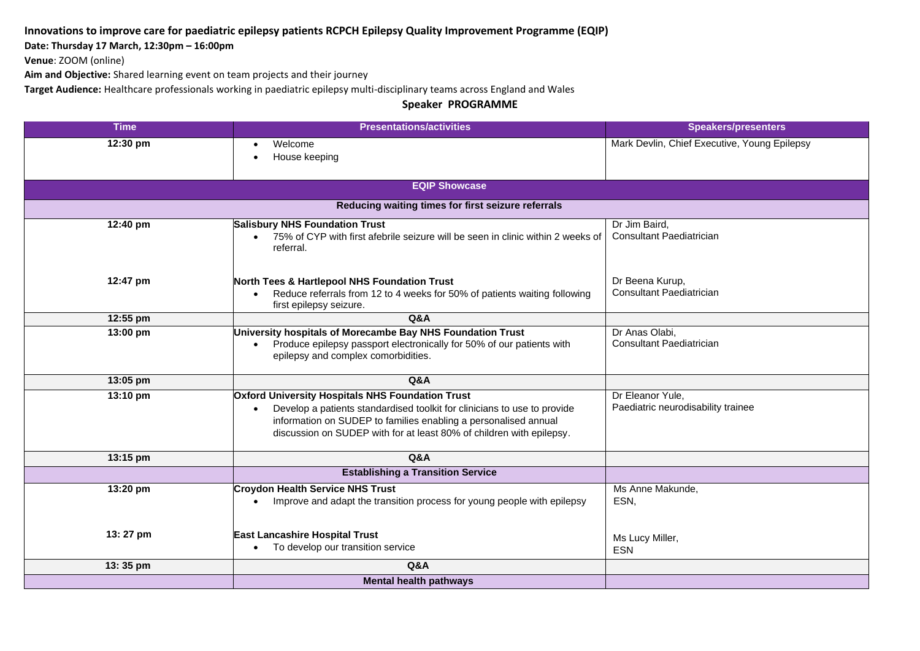**Innovations to improve care for paediatric epilepsy patients RCPCH Epilepsy Quality Improvement Programme (EQIP)**

**Date: Thursday 17 March, 12:30pm – 16:00pm**

**Venue**: ZOOM (online)

**Aim and Objective:** Shared learning event on team projects and their journey

**Target Audience:** Healthcare professionals working in paediatric epilepsy multi-disciplinary teams across England and Wales

## Speaker PROGRAMME

| Time | Presentations/activities | Speakers/presenters |
|---|---|---|
| 12:30 pm | • Welcome<br>• House keeping | Mark Devlin, Chief Executive, Young Epilepsy |
| | **EQIP Showcase** | |
| | **Reducing waiting times for first seizure referrals** | |
| 12:40 pm | **Salisbury NHS Foundation Trust**<br>• 75% of CYP with first afebrile seizure will be seen in clinic within 2 weeks of referral. | Dr Jim Baird,<br>Consultant Paediatrician |
| 12:47 pm | **North Tees & Hartlepool NHS Foundation Trust**<br>• Reduce referrals from 12 to 4 weeks for 50% of patients waiting following first epilepsy seizure. | Dr Beena Kurup,<br>Consultant Paediatrician |
| 12:55 pm | **Q&A** | |
| 13:00 pm | **University hospitals of Morecambe Bay NHS Foundation Trust**<br>• Produce epilepsy passport electronically for 50% of our patients with epilepsy and complex comorbidities. | Dr Anas Olabi,<br>Consultant Paediatrician |
| 13:05 pm | **Q&A** | |
| 13:10 pm | **Oxford University Hospitals NHS Foundation Trust**<br>• Develop a patients standardised toolkit for clinicians to use to provide information on SUDEP to families enabling a personalised annual discussion on SUDEP with for at least 80% of children with epilepsy. | Dr Eleanor Yule,<br>Paediatric neurodisability trainee |
| 13:15 pm | **Q&A** | |
| | **Establishing a Transition Service** | |
| 13:20 pm | **Croydon Health Service NHS Trust**<br>• Improve and adapt the transition process for young people with epilepsy | Ms Anne Makunde,<br>ESN, |
| 13: 27 pm | **East Lancashire Hospital Trust**<br>• To develop our transition service | Ms Lucy Miller,<br>ESN |
| 13: 35 pm | **Q&A** | |
| | **Mental health pathways** | |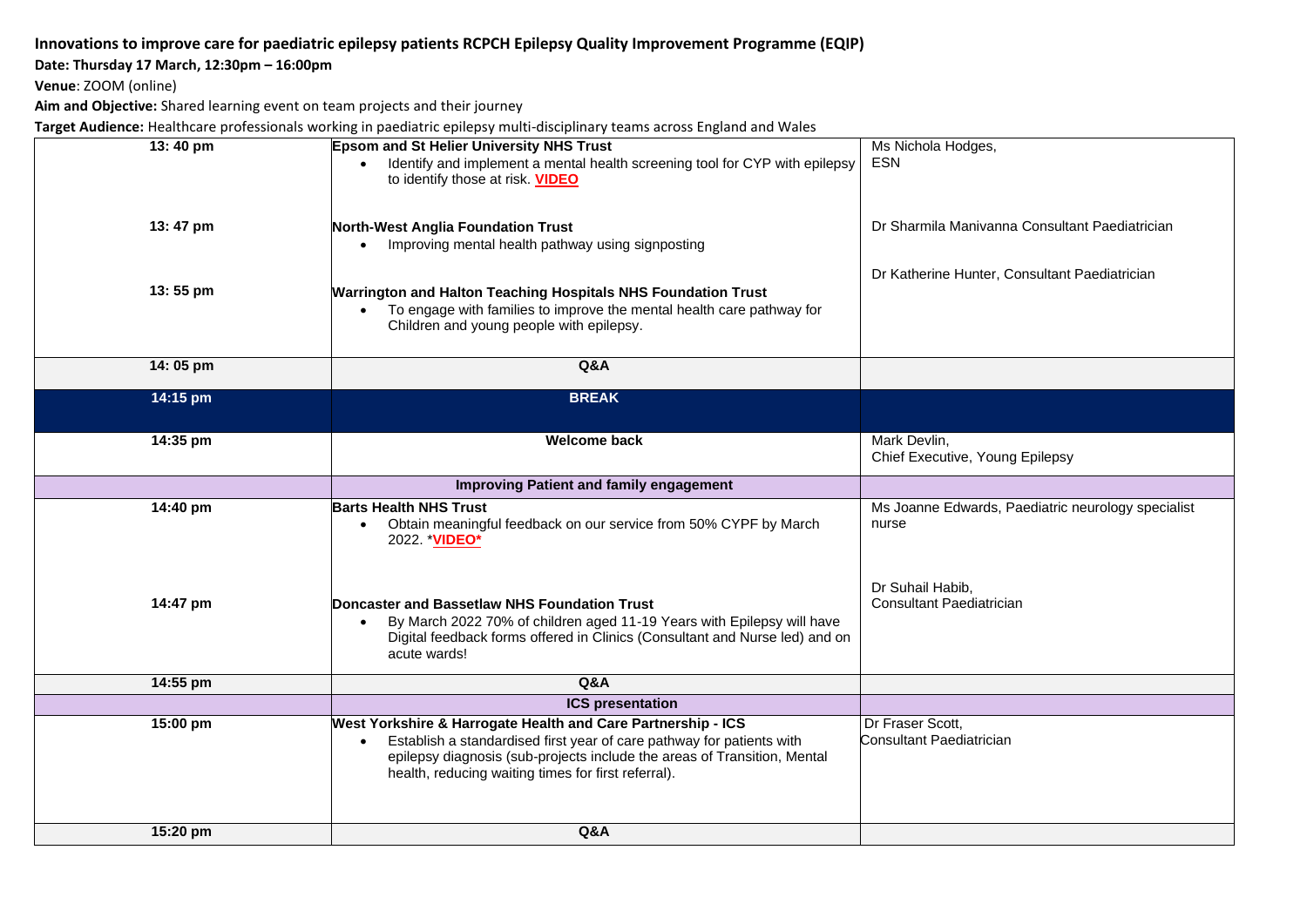**Innovations to improve care for paediatric epilepsy patients RCPCH Epilepsy Quality Improvement Programme (EQIP)**

**Date: Thursday 17 March, 12:30pm – 16:00pm**

**Venue**: ZOOM (online)

**Aim and Objective:** Shared learning event on team projects and their journey

**Target Audience:** Healthcare professionals working in paediatric epilepsy multi-disciplinary teams across England and Wales

| | | |
|---|---|---|
| **13: 40 pm** | **Epsom and St Helier University NHS Trust**<br>• Identify and implement a mental health screening tool for CYP with epilepsy to identify those at risk. **VIDEO** | Ms Nichola Hodges, ESN |
| **13: 47 pm** | **North-West Anglia Foundation Trust**<br>• Improving mental health pathway using signposting | Dr Sharmila Manivanna Consultant Paediatrician |
| **13: 55 pm** | **Warrington and Halton Teaching Hospitals NHS Foundation Trust**<br>• To engage with families to improve the mental health care pathway for Children and young people with epilepsy. | Dr Katherine Hunter, Consultant Paediatrician |
| **14: 05 pm** | **Q&A** | |
| **14:15 pm** | **BREAK** | |
| **14:35 pm** | **Welcome back** | Mark Devlin, Chief Executive, Young Epilepsy |
| | **Improving Patient and family engagement** | |
| **14:40 pm** | **Barts Health NHS Trust**<br>• Obtain meaningful feedback on our service from 50% CYPF by March 2022. ***VIDEO*** | Ms Joanne Edwards, Paediatric neurology specialist nurse |
| **14:47 pm** | **Doncaster and Bassetlaw NHS Foundation Trust**<br>• By March 2022 70% of children aged 11-19 Years with Epilepsy will have Digital feedback forms offered in Clinics (Consultant and Nurse led) and on acute wards! | Dr Suhail Habib, Consultant Paediatrician |
| **14:55 pm** | **Q&A** | |
| | **ICS presentation** | |
| **15:00 pm** | **West Yorkshire & Harrogate Health and Care Partnership - ICS**<br>• Establish a standardised first year of care pathway for patients with epilepsy diagnosis (sub-projects include the areas of Transition, Mental health, reducing waiting times for first referral). | Dr Fraser Scott, Consultant Paediatrician |
| **15:20 pm** | **Q&A** | |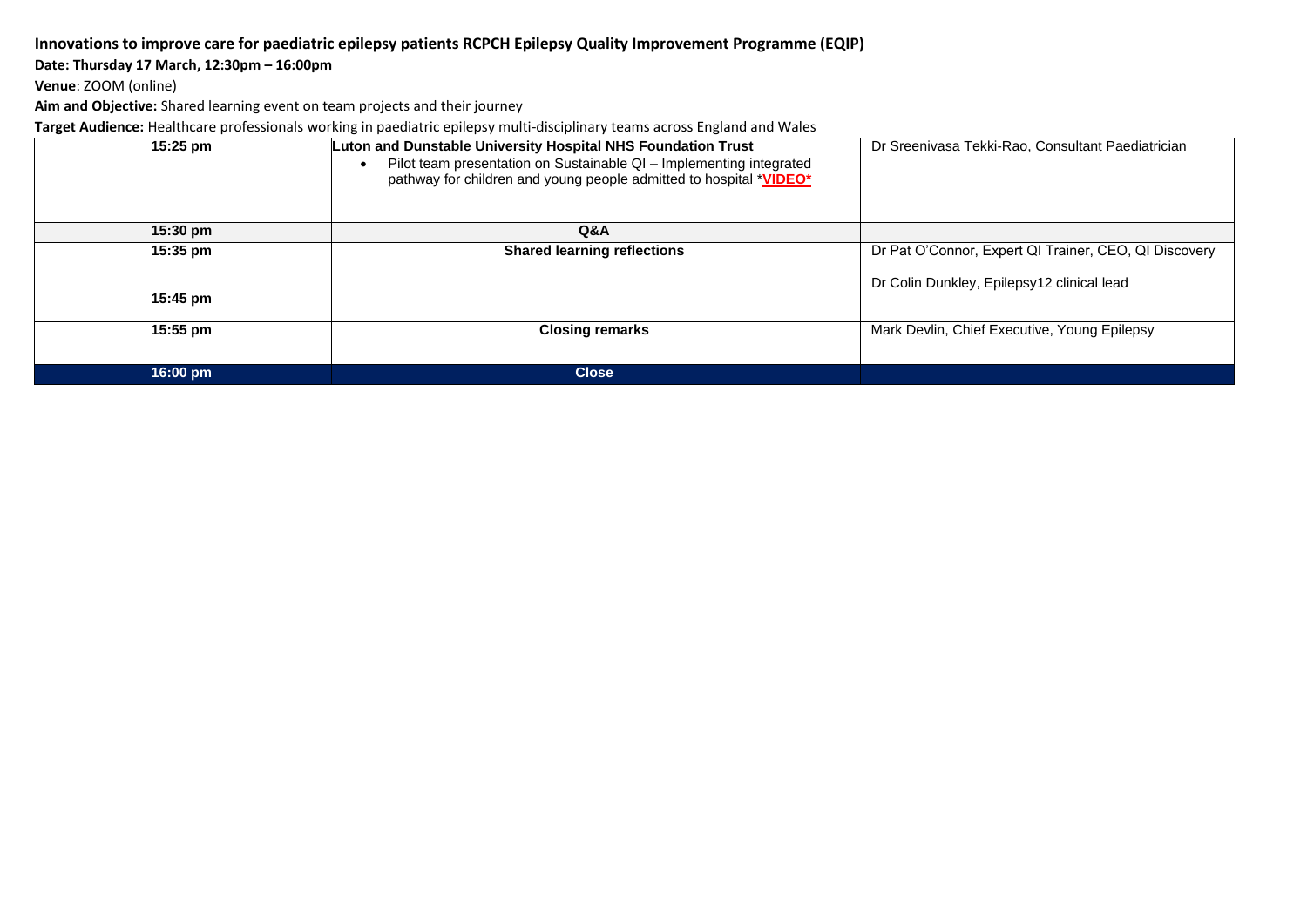**Innovations to improve care for paediatric epilepsy patients RCPCH Epilepsy Quality Improvement Programme (EQIP)**

**Date: Thursday 17 March, 12:30pm – 16:00pm**

**Venue**: ZOOM (online)

**Aim and Objective:** Shared learning event on team projects and their journey

**Target Audience:** Healthcare professionals working in paediatric epilepsy multi-disciplinary teams across England and Wales

| | | |
|---|---|---|
| 15:25 pm | **Luton and Dunstable University Hospital NHS Foundation Trust**<br>• Pilot team presentation on Sustainable QI – Implementing integrated pathway for children and young people admitted to hospital ***VIDEO*** | Dr Sreenivasa Tekki-Rao, Consultant Paediatrician |
| **15:30 pm** | **Q&A** | |
| **15:35 pm**<br><br>**15:45 pm** | **Shared learning reflections** | Dr Pat O'Connor, Expert QI Trainer, CEO, QI Discovery<br><br>Dr Colin Dunkley, Epilepsy12 clinical lead |
| **15:55 pm** | **Closing remarks** | Mark Devlin, Chief Executive, Young Epilepsy |
| **16:00 pm** | **Close** | |